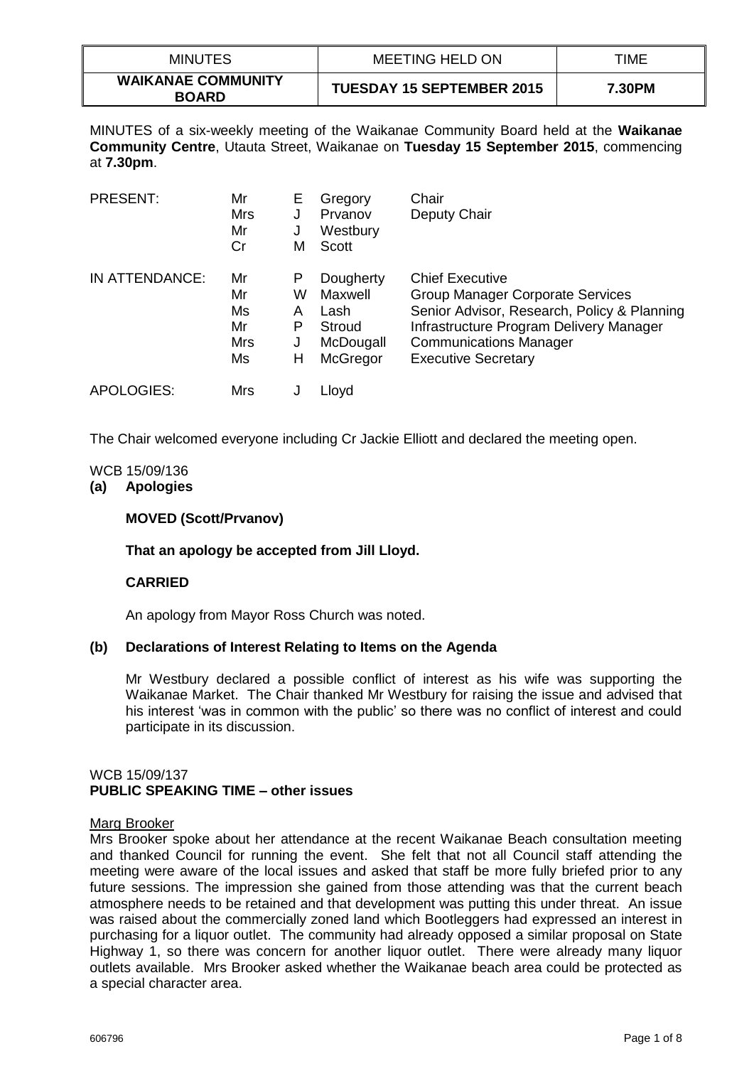| MINUTES | MEETING HELD ON | TIME |
| --- | --- | --- |
| **WAIKANAE COMMUNITY BOARD** | **TUESDAY 15 SEPTEMBER 2015** | **7.30PM** |

MINUTES of a six-weekly meeting of the Waikanae Community Board held at the **Waikanae Community Centre**, Utauta Street, Waikanae on **Tuesday 15 September 2015**, commencing at **7.30pm**.

| | | | | |
| --- | --- | --- | --- | --- |
| PRESENT: | Mr | E | Gregory | Chair |
| | Mrs | J | Prvanov | Deputy Chair |
| | Mr | J | Westbury | |
| | Cr | M | Scott | |
| IN ATTENDANCE: | Mr | P | Dougherty | Chief Executive |
| | Mr | W | Maxwell | Group Manager Corporate Services |
| | Ms | A | Lash | Senior Advisor, Research, Policy & Planning |
| | Mr | P | Stroud | Infrastructure Program Delivery Manager |
| | Mrs | J | McDougall | Communications Manager |
| | Ms | H | McGregor | Executive Secretary |
| APOLOGIES: | Mrs | J | Lloyd | |

The Chair welcomed everyone including Cr Jackie Elliott and declared the meeting open.

WCB 15/09/136

**(a) Apologies**

**MOVED (Scott/Prvanov)**

**That an apology be accepted from Jill Lloyd.**

**CARRIED**

An apology from Mayor Ross Church was noted.

**(b) Declarations of Interest Relating to Items on the Agenda**

Mr Westbury declared a possible conflict of interest as his wife was supporting the Waikanae Market. The Chair thanked Mr Westbury for raising the issue and advised that his interest 'was in common with the public' so there was no conflict of interest and could participate in its discussion.

WCB 15/09/137

**PUBLIC SPEAKING TIME – other issues**

Marg Brooker

Mrs Brooker spoke about her attendance at the recent Waikanae Beach consultation meeting and thanked Council for running the event. She felt that not all Council staff attending the meeting were aware of the local issues and asked that staff be more fully briefed prior to any future sessions. The impression she gained from those attending was that the current beach atmosphere needs to be retained and that development was putting this under threat. An issue was raised about the commercially zoned land which Bootleggers had expressed an interest in purchasing for a liquor outlet. The community had already opposed a similar proposal on State Highway 1, so there was concern for another liquor outlet. There were already many liquor outlets available. Mrs Brooker asked whether the Waikanae beach area could be protected as a special character area.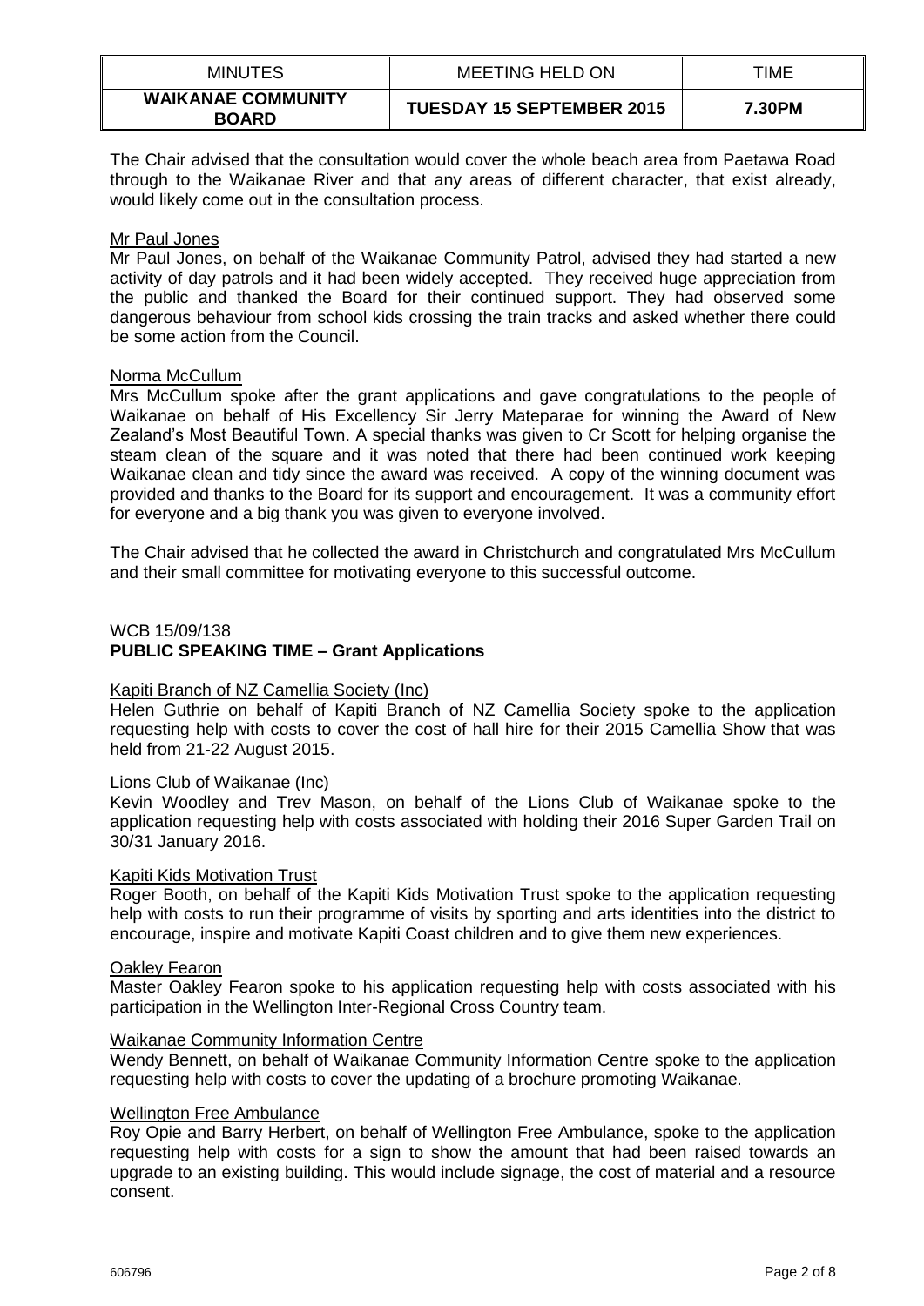The Chair advised that the consultation would cover the whole beach area from Paetawa Road through to the Waikanae River and that any areas of different character, that exist already, would likely come out in the consultation process.

Mr Paul Jones

Mr Paul Jones, on behalf of the Waikanae Community Patrol, advised they had started a new activity of day patrols and it had been widely accepted. They received huge appreciation from the public and thanked the Board for their continued support. They had observed some dangerous behaviour from school kids crossing the train tracks and asked whether there could be some action from the Council.

Norma McCullum

Mrs McCullum spoke after the grant applications and gave congratulations to the people of Waikanae on behalf of His Excellency Sir Jerry Mateparae for winning the Award of New Zealand's Most Beautiful Town. A special thanks was given to Cr Scott for helping organise the steam clean of the square and it was noted that there had been continued work keeping Waikanae clean and tidy since the award was received. A copy of the winning document was provided and thanks to the Board for its support and encouragement. It was a community effort for everyone and a big thank you was given to everyone involved.

The Chair advised that he collected the award in Christchurch and congratulated Mrs McCullum and their small committee for motivating everyone to this successful outcome.

WCB 15/09/138

**PUBLIC SPEAKING TIME – Grant Applications**

Kapiti Branch of NZ Camellia Society (Inc)

Helen Guthrie on behalf of Kapiti Branch of NZ Camellia Society spoke to the application requesting help with costs to cover the cost of hall hire for their 2015 Camellia Show that was held from 21-22 August 2015.

Lions Club of Waikanae (Inc)

Kevin Woodley and Trev Mason, on behalf of the Lions Club of Waikanae spoke to the application requesting help with costs associated with holding their 2016 Super Garden Trail on 30/31 January 2016.

Kapiti Kids Motivation Trust

Roger Booth, on behalf of the Kapiti Kids Motivation Trust spoke to the application requesting help with costs to run their programme of visits by sporting and arts identities into the district to encourage, inspire and motivate Kapiti Coast children and to give them new experiences.

Oakley Fearon

Master Oakley Fearon spoke to his application requesting help with costs associated with his participation in the Wellington Inter-Regional Cross Country team.

Waikanae Community Information Centre

Wendy Bennett, on behalf of Waikanae Community Information Centre spoke to the application requesting help with costs to cover the updating of a brochure promoting Waikanae.

Wellington Free Ambulance

Roy Opie and Barry Herbert, on behalf of Wellington Free Ambulance, spoke to the application requesting help with costs for a sign to show the amount that had been raised towards an upgrade to an existing building. This would include signage, the cost of material and a resource consent.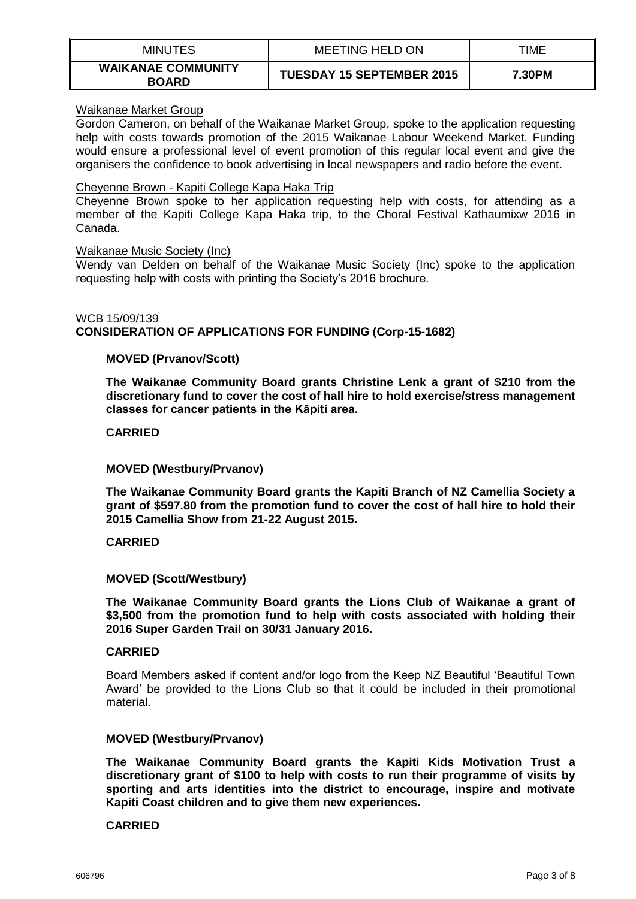Waikanae Market Group

Gordon Cameron, on behalf of the Waikanae Market Group, spoke to the application requesting help with costs towards promotion of the 2015 Waikanae Labour Weekend Market. Funding would ensure a professional level of event promotion of this regular local event and give the organisers the confidence to book advertising in local newspapers and radio before the event.

Cheyenne Brown - Kapiti College Kapa Haka Trip

Cheyenne Brown spoke to her application requesting help with costs, for attending as a member of the Kapiti College Kapa Haka trip, to the Choral Festival Kathaumixw 2016 in Canada.

Waikanae Music Society (Inc)

Wendy van Delden on behalf of the Waikanae Music Society (Inc) spoke to the application requesting help with costs with printing the Society's 2016 brochure.

WCB 15/09/139

**CONSIDERATION OF APPLICATIONS FOR FUNDING (Corp-15-1682)**

**MOVED (Prvanov/Scott)**

**The Waikanae Community Board grants Christine Lenk a grant of $210 from the discretionary fund to cover the cost of hall hire to hold exercise/stress management classes for cancer patients in the Kāpiti area.**

**CARRIED**

**MOVED (Westbury/Prvanov)**

**The Waikanae Community Board grants the Kapiti Branch of NZ Camellia Society a grant of $597.80 from the promotion fund to cover the cost of hall hire to hold their 2015 Camellia Show from 21-22 August 2015.**

**CARRIED**

**MOVED (Scott/Westbury)**

**The Waikanae Community Board grants the Lions Club of Waikanae a grant of $3,500 from the promotion fund to help with costs associated with holding their 2016 Super Garden Trail on 30/31 January 2016.**

**CARRIED**

Board Members asked if content and/or logo from the Keep NZ Beautiful 'Beautiful Town Award' be provided to the Lions Club so that it could be included in their promotional material.

**MOVED (Westbury/Prvanov)**

**The Waikanae Community Board grants the Kapiti Kids Motivation Trust a discretionary grant of $100 to help with costs to run their programme of visits by sporting and arts identities into the district to encourage, inspire and motivate Kapiti Coast children and to give them new experiences.**

**CARRIED**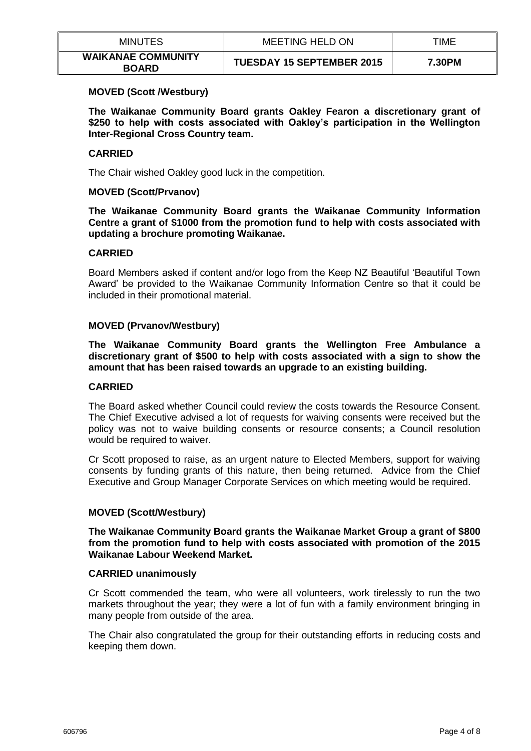**MOVED (Scott /Westbury)**

**The Waikanae Community Board grants Oakley Fearon a discretionary grant of $250 to help with costs associated with Oakley's participation in the Wellington Inter-Regional Cross Country team.**

**CARRIED**

The Chair wished Oakley good luck in the competition.

**MOVED (Scott/Prvanov)**

**The Waikanae Community Board grants the Waikanae Community Information Centre a grant of $1000 from the promotion fund to help with costs associated with updating a brochure promoting Waikanae.**

**CARRIED**

Board Members asked if content and/or logo from the Keep NZ Beautiful 'Beautiful Town Award' be provided to the Waikanae Community Information Centre so that it could be included in their promotional material.

**MOVED (Prvanov/Westbury)**

**The Waikanae Community Board grants the Wellington Free Ambulance a discretionary grant of $500 to help with costs associated with a sign to show the amount that has been raised towards an upgrade to an existing building.**

**CARRIED**

The Board asked whether Council could review the costs towards the Resource Consent. The Chief Executive advised a lot of requests for waiving consents were received but the policy was not to waive building consents or resource consents; a Council resolution would be required to waiver.

Cr Scott proposed to raise, as an urgent nature to Elected Members, support for waiving consents by funding grants of this nature, then being returned. Advice from the Chief Executive and Group Manager Corporate Services on which meeting would be required.

**MOVED (Scott/Westbury)**

**The Waikanae Community Board grants the Waikanae Market Group a grant of $800 from the promotion fund to help with costs associated with promotion of the 2015 Waikanae Labour Weekend Market.**

**CARRIED unanimously**

Cr Scott commended the team, who were all volunteers, work tirelessly to run the two markets throughout the year; they were a lot of fun with a family environment bringing in many people from outside of the area.

The Chair also congratulated the group for their outstanding efforts in reducing costs and keeping them down.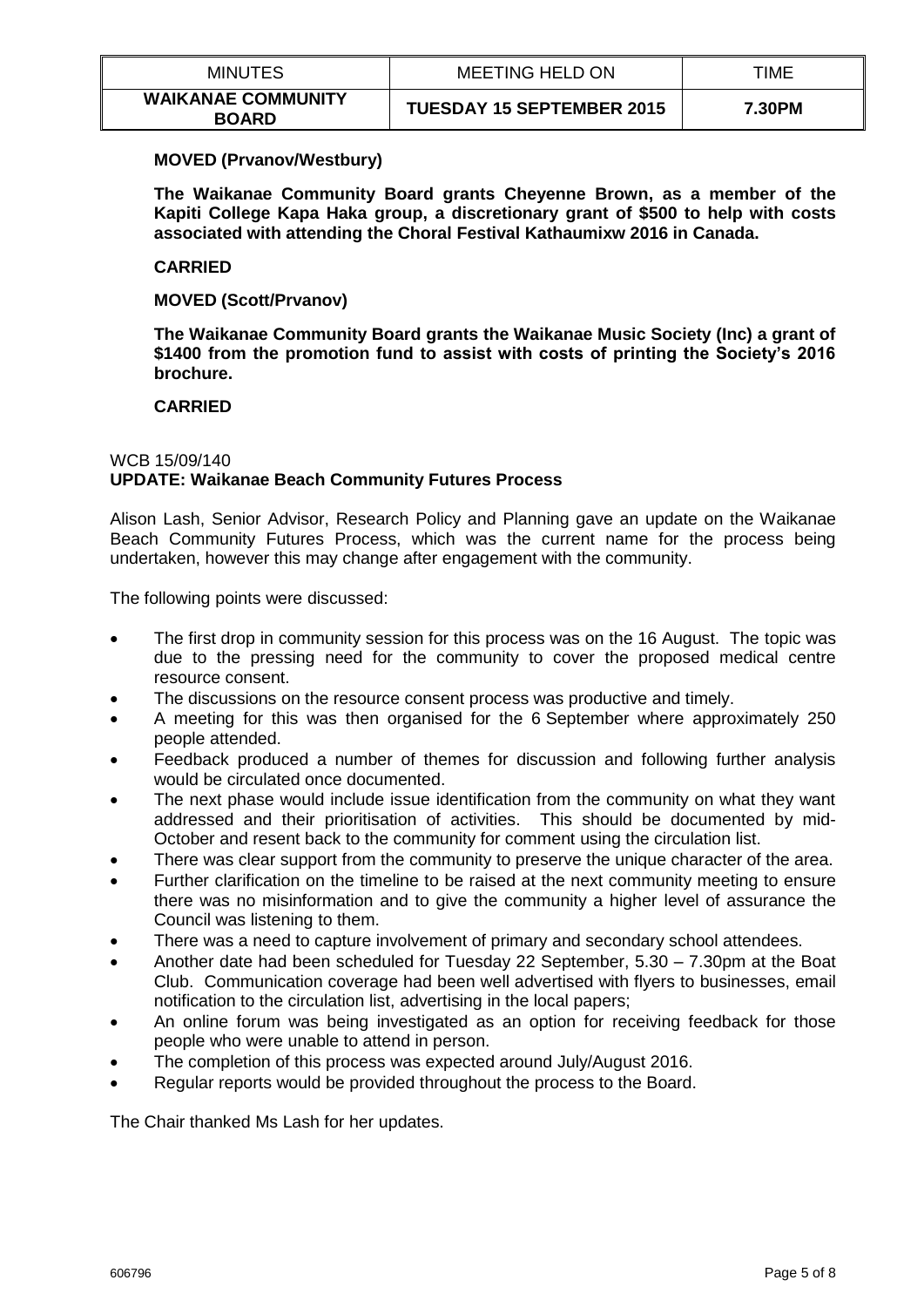**MOVED (Prvanov/Westbury)**

**The Waikanae Community Board grants Cheyenne Brown, as a member of the Kapiti College Kapa Haka group, a discretionary grant of $500 to help with costs associated with attending the Choral Festival Kathaumixw 2016 in Canada.**

**CARRIED**

**MOVED (Scott/Prvanov)**

**The Waikanae Community Board grants the Waikanae Music Society (Inc) a grant of $1400 from the promotion fund to assist with costs of printing the Society's 2016 brochure.**

**CARRIED**

WCB 15/09/140
**UPDATE: Waikanae Beach Community Futures Process**

Alison Lash, Senior Advisor, Research Policy and Planning gave an update on the Waikanae Beach Community Futures Process, which was the current name for the process being undertaken, however this may change after engagement with the community.

The following points were discussed:

- The first drop in community session for this process was on the 16 August. The topic was due to the pressing need for the community to cover the proposed medical centre resource consent.
- The discussions on the resource consent process was productive and timely.
- A meeting for this was then organised for the 6 September where approximately 250 people attended.
- Feedback produced a number of themes for discussion and following further analysis would be circulated once documented.
- The next phase would include issue identification from the community on what they want addressed and their prioritisation of activities. This should be documented by mid-October and resent back to the community for comment using the circulation list.
- There was clear support from the community to preserve the unique character of the area.
- Further clarification on the timeline to be raised at the next community meeting to ensure there was no misinformation and to give the community a higher level of assurance the Council was listening to them.
- There was a need to capture involvement of primary and secondary school attendees.
- Another date had been scheduled for Tuesday 22 September, 5.30 – 7.30pm at the Boat Club. Communication coverage had been well advertised with flyers to businesses, email notification to the circulation list, advertising in the local papers;
- An online forum was being investigated as an option for receiving feedback for those people who were unable to attend in person.
- The completion of this process was expected around July/August 2016.
- Regular reports would be provided throughout the process to the Board.

The Chair thanked Ms Lash for her updates.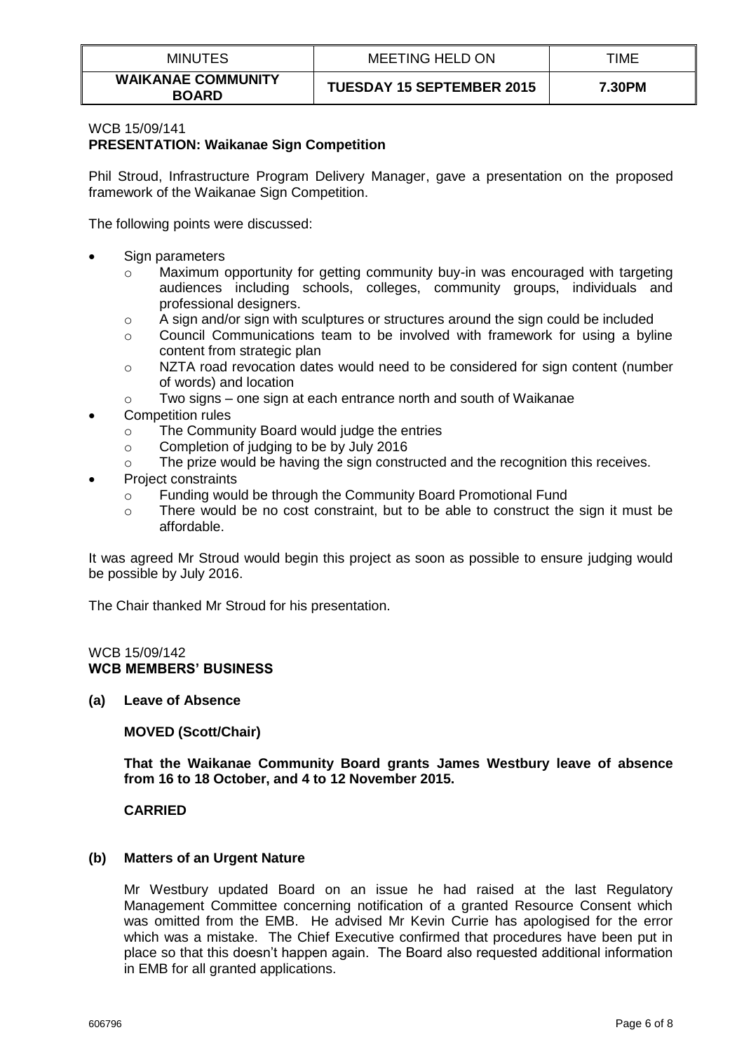| MINUTES | MEETING HELD ON | TIME |
|---|---|---|
| **WAIKANAE COMMUNITY BOARD** | **TUESDAY 15 SEPTEMBER 2015** | **7.30PM** |

WCB 15/09/141
**PRESENTATION: Waikanae Sign Competition**

Phil Stroud, Infrastructure Program Delivery Manager, gave a presentation on the proposed framework of the Waikanae Sign Competition.

The following points were discussed:

- Sign parameters
  - Maximum opportunity for getting community buy-in was encouraged with targeting audiences including schools, colleges, community groups, individuals and professional designers.
  - A sign and/or sign with sculptures or structures around the sign could be included
  - Council Communications team to be involved with framework for using a byline content from strategic plan
  - NZTA road revocation dates would need to be considered for sign content (number of words) and location
  - Two signs – one sign at each entrance north and south of Waikanae
- Competition rules
  - The Community Board would judge the entries
  - Completion of judging to be by July 2016
  - The prize would be having the sign constructed and the recognition this receives.
- Project constraints
  - Funding would be through the Community Board Promotional Fund
  - There would be no cost constraint, but to be able to construct the sign it must be affordable.

It was agreed Mr Stroud would begin this project as soon as possible to ensure judging would be possible by July 2016.

The Chair thanked Mr Stroud for his presentation.

WCB 15/09/142
**WCB MEMBERS' BUSINESS**

**(a) Leave of Absence**

**MOVED (Scott/Chair)**

**That the Waikanae Community Board grants James Westbury leave of absence from 16 to 18 October, and 4 to 12 November 2015.**

**CARRIED**

**(b) Matters of an Urgent Nature**

Mr Westbury updated Board on an issue he had raised at the last Regulatory Management Committee concerning notification of a granted Resource Consent which was omitted from the EMB. He advised Mr Kevin Currie has apologised for the error which was a mistake. The Chief Executive confirmed that procedures have been put in place so that this doesn't happen again. The Board also requested additional information in EMB for all granted applications.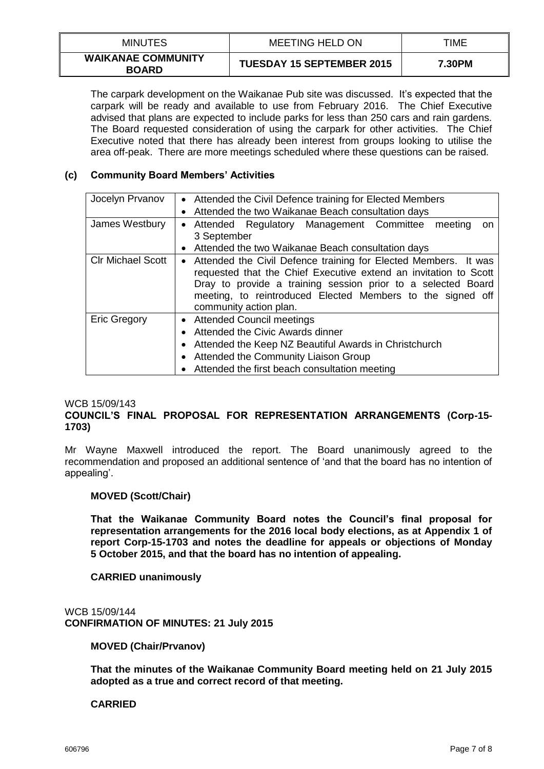The carpark development on the Waikanae Pub site was discussed. It's expected that the carpark will be ready and available to use from February 2016. The Chief Executive advised that plans are expected to include parks for less than 250 cars and rain gardens. The Board requested consideration of using the carpark for other activities. The Chief Executive noted that there has already been interest from groups looking to utilise the area off-peak. There are more meetings scheduled where these questions can be raised.

### (c) Community Board Members' Activities

| | |
|---|---|
| Jocelyn Prvanov | • Attended the Civil Defence training for Elected Members<br>• Attended the two Waikanae Beach consultation days |
| James Westbury | • Attended Regulatory Management Committee meeting on 3 September<br>• Attended the two Waikanae Beach consultation days |
| Clr Michael Scott | • Attended the Civil Defence training for Elected Members. It was requested that the Chief Executive extend an invitation to Scott Dray to provide a training session prior to a selected Board meeting, to reintroduced Elected Members to the signed off community action plan. |
| Eric Gregory | • Attended Council meetings<br>• Attended the Civic Awards dinner<br>• Attended the Keep NZ Beautiful Awards in Christchurch<br>• Attended the Community Liaison Group<br>• Attended the first beach consultation meeting |

WCB 15/09/143
**COUNCIL'S FINAL PROPOSAL FOR REPRESENTATION ARRANGEMENTS (Corp-15-1703)**

Mr Wayne Maxwell introduced the report. The Board unanimously agreed to the recommendation and proposed an additional sentence of 'and that the board has no intention of appealing'.

**MOVED (Scott/Chair)**

**That the Waikanae Community Board notes the Council's final proposal for representation arrangements for the 2016 local body elections, as at Appendix 1 of report Corp-15-1703 and notes the deadline for appeals or objections of Monday 5 October 2015, and that the board has no intention of appealing.**

**CARRIED unanimously**

WCB 15/09/144
**CONFIRMATION OF MINUTES: 21 July 2015**

**MOVED (Chair/Prvanov)**

**That the minutes of the Waikanae Community Board meeting held on 21 July 2015 adopted as a true and correct record of that meeting.**

**CARRIED**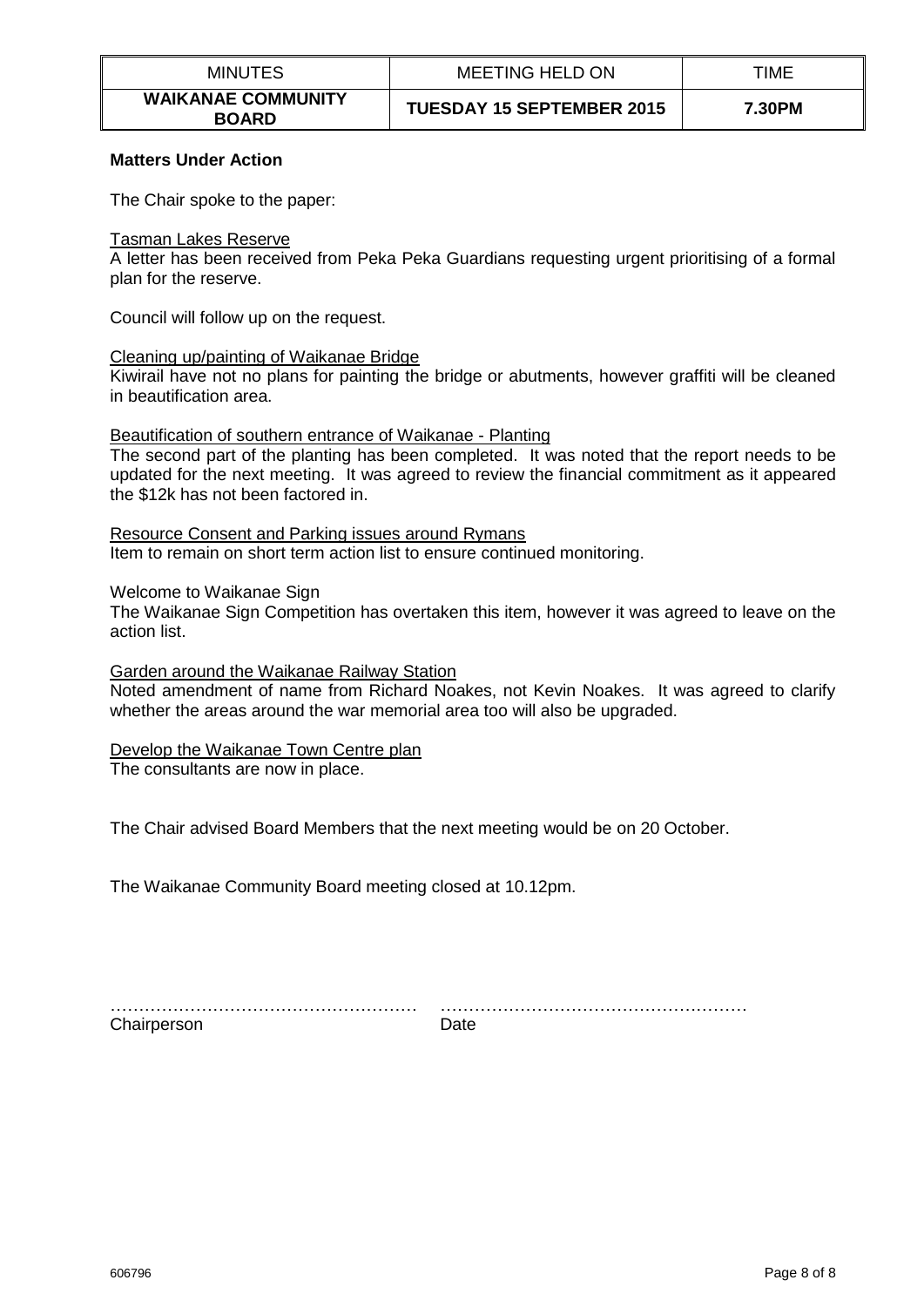| MINUTES | MEETING HELD ON | TIME |
| --- | --- | --- |
| **WAIKANAE COMMUNITY BOARD** | **TUESDAY 15 SEPTEMBER 2015** | **7.30PM** |

**Matters Under Action**

The Chair spoke to the paper:

Tasman Lakes Reserve
A letter has been received from Peka Peka Guardians requesting urgent prioritising of a formal plan for the reserve.

Council will follow up on the request.

Cleaning up/painting of Waikanae Bridge
Kiwirail have not no plans for painting the bridge or abutments, however graffiti will be cleaned in beautification area.

Beautification of southern entrance of Waikanae - Planting
The second part of the planting has been completed. It was noted that the report needs to be updated for the next meeting. It was agreed to review the financial commitment as it appeared the $12k has not been factored in.

Resource Consent and Parking issues around Rymans
Item to remain on short term action list to ensure continued monitoring.

Welcome to Waikanae Sign
The Waikanae Sign Competition has overtaken this item, however it was agreed to leave on the action list.

Garden around the Waikanae Railway Station
Noted amendment of name from Richard Noakes, not Kevin Noakes. It was agreed to clarify whether the areas around the war memorial area too will also be upgraded.

Develop the Waikanae Town Centre plan
The consultants are now in place.

The Chair advised Board Members that the next meeting would be on 20 October.

The Waikanae Community Board meeting closed at 10.12pm.

……………………………………………… ………………………………………………
Chairperson Date

606796